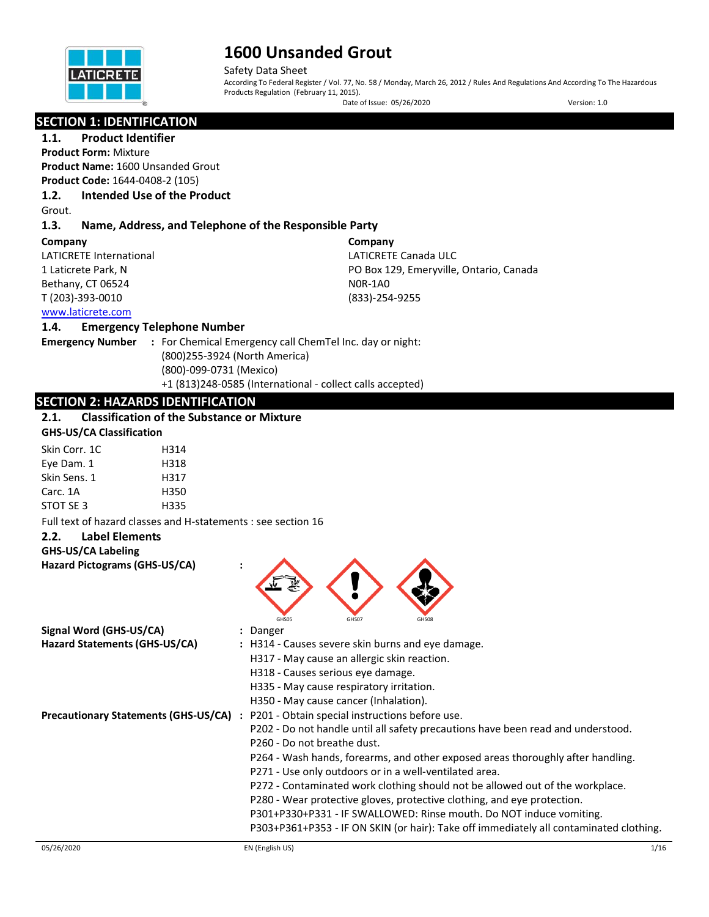# 1600 Unsanded Grout

Safety Data Sheet

According To Federal Register / Vol. 77, No. 58 / Monday, March 26, 2012 / Rules And Regulations And According To The Hazardous Products Regulation (February 11, 2015).

Date of Issue: 05/26/2020 Version: 1.0

## SECTION 1: IDENTIFICATION

### 1.1. Product Identifier

**Product Form:** Mixture

**Product Name:** 1600 Unsanded Grout

**Product Code:** 1644-0408-2 (105)

### 1.2. Intended Use of the Product

Grout.

### 1.3. Name, Address, and Telephone of the Responsible Party

**Company**
LATICRETE International
1 Laticrete Park, N
Bethany, CT 06524
T (203)-393-0010
www.laticrete.com

**Company**
LATICRETE Canada ULC
PO Box 129, Emeryville, Ontario, Canada
N0R-1A0
(833)-254-9255

### 1.4. Emergency Telephone Number

**Emergency Number** : For Chemical Emergency call ChemTel Inc. day or night:
(800)255-3924 (North America)
(800)-099-0731 (Mexico)
+1 (813)248-0585 (International - collect calls accepted)

## SECTION 2: HAZARDS IDENTIFICATION

### 2.1. Classification of the Substance or Mixture

**GHS-US/CA Classification**

| | |
|---|---|
| Skin Corr. 1C | H314 |
| Eye Dam. 1 | H318 |
| Skin Sens. 1 | H317 |
| Carc. 1A | H350 |
| STOT SE 3 | H335 |

Full text of hazard classes and H-statements : see section 16

### 2.2. Label Elements

**GHS-US/CA Labeling**

**Hazard Pictograms (GHS-US/CA)** :

GHS05 GHS07 GHS08

**Signal Word (GHS-US/CA)** : Danger

**Hazard Statements (GHS-US/CA)** :
H314 - Causes severe skin burns and eye damage.
H317 - May cause an allergic skin reaction.
H318 - Causes serious eye damage.
H335 - May cause respiratory irritation.
H350 - May cause cancer (Inhalation).

**Precautionary Statements (GHS-US/CA)** :
P201 - Obtain special instructions before use.
P202 - Do not handle until all safety precautions have been read and understood.
P260 - Do not breathe dust.
P264 - Wash hands, forearms, and other exposed areas thoroughly after handling.
P271 - Use only outdoors or in a well-ventilated area.
P272 - Contaminated work clothing should not be allowed out of the workplace.
P280 - Wear protective gloves, protective clothing, and eye protection.
P301+P330+P331 - IF SWALLOWED: Rinse mouth. Do NOT induce vomiting.
P303+P361+P353 - IF ON SKIN (or hair): Take off immediately all contaminated clothing.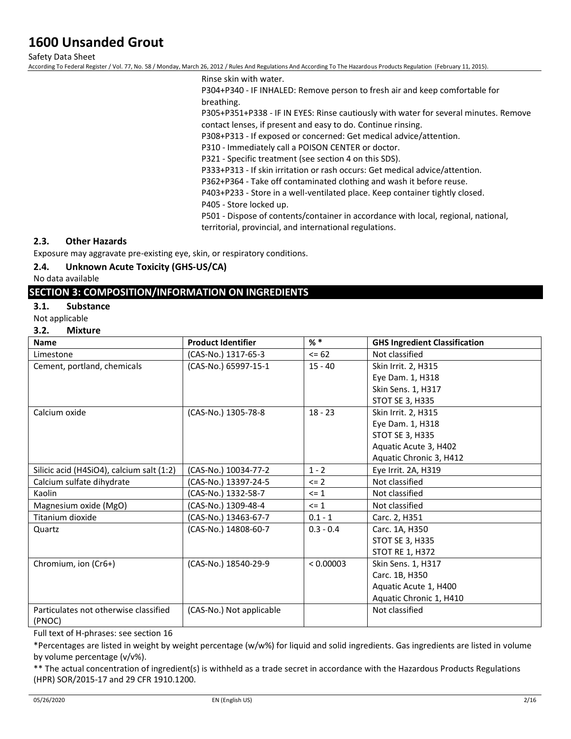Rinse skin with water.
P304+P340 - IF INHALED: Remove person to fresh air and keep comfortable for breathing.
P305+P351+P338 - IF IN EYES: Rinse cautiously with water for several minutes. Remove contact lenses, if present and easy to do. Continue rinsing.
P308+P313 - If exposed or concerned: Get medical advice/attention.
P310 - Immediately call a POISON CENTER or doctor.
P321 - Specific treatment (see section 4 on this SDS).
P333+P313 - If skin irritation or rash occurs: Get medical advice/attention.
P362+P364 - Take off contaminated clothing and wash it before reuse.
P403+P233 - Store in a well-ventilated place. Keep container tightly closed.
P405 - Store locked up.
P501 - Dispose of contents/container in accordance with local, regional, national, territorial, provincial, and international regulations.

### 2.3. Other Hazards

Exposure may aggravate pre-existing eye, skin, or respiratory conditions.

### 2.4. Unknown Acute Toxicity (GHS-US/CA)

No data available

## SECTION 3: COMPOSITION/INFORMATION ON INGREDIENTS

### 3.1. Substance

Not applicable

### 3.2. Mixture

| Name | Product Identifier | % * | GHS Ingredient Classification |
|---|---|---|---|
| Limestone | (CAS-No.) 1317-65-3 | <= 62 | Not classified |
| Cement, portland, chemicals | (CAS-No.) 65997-15-1 | 15 - 40 | Skin Irrit. 2, H315<br>Eye Dam. 1, H318<br>Skin Sens. 1, H317<br>STOT SE 3, H335 |
| Calcium oxide | (CAS-No.) 1305-78-8 | 18 - 23 | Skin Irrit. 2, H315<br>Eye Dam. 1, H318<br>STOT SE 3, H335<br>Aquatic Acute 3, H402<br>Aquatic Chronic 3, H412 |
| Silicic acid ($H_4SiO_4$), calcium salt (1:2) | (CAS-No.) 10034-77-2 | 1 - 2 | Eye Irrit. 2A, H319 |
| Calcium sulfate dihydrate | (CAS-No.) 13397-24-5 | <= 2 | Not classified |
| Kaolin | (CAS-No.) 1332-58-7 | <= 1 | Not classified |
| Magnesium oxide (MgO) | (CAS-No.) 1309-48-4 | <= 1 | Not classified |
| Titanium dioxide | (CAS-No.) 13463-67-7 | 0.1 - 1 | Carc. 2, H351 |
| Quartz | (CAS-No.) 14808-60-7 | 0.3 - 0.4 | Carc. 1A, H350<br>STOT SE 3, H335<br>STOT RE 1, H372 |
| Chromium, ion ($Cr^{6+}$) | (CAS-No.) 18540-29-9 | < 0.00003 | Skin Sens. 1, H317<br>Carc. 1B, H350<br>Aquatic Acute 1, H400<br>Aquatic Chronic 1, H410 |
| Particulates not otherwise classified (PNOC) | (CAS-No.) Not applicable | | Not classified |

Full text of H-phrases: see section 16

*Percentages are listed in weight by weight percentage (w/w%) for liquid and solid ingredients. Gas ingredients are listed in volume by volume percentage (v/v%).

** The actual concentration of ingredient(s) is withheld as a trade secret in accordance with the Hazardous Products Regulations (HPR) SOR/2015-17 and 29 CFR 1910.1200.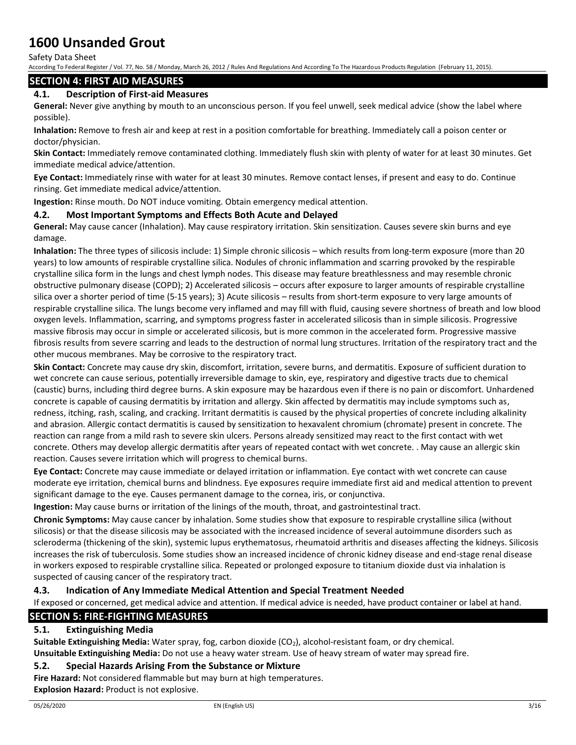## SECTION 4: FIRST AID MEASURES

### 4.1. Description of First-aid Measures

**General:** Never give anything by mouth to an unconscious person. If you feel unwell, seek medical advice (show the label where possible).

**Inhalation:** Remove to fresh air and keep at rest in a position comfortable for breathing. Immediately call a poison center or doctor/physician.

**Skin Contact:** Immediately remove contaminated clothing. Immediately flush skin with plenty of water for at least 30 minutes. Get immediate medical advice/attention.

**Eye Contact:** Immediately rinse with water for at least 30 minutes. Remove contact lenses, if present and easy to do. Continue rinsing. Get immediate medical advice/attention.

**Ingestion:** Rinse mouth. Do NOT induce vomiting. Obtain emergency medical attention.

### 4.2. Most Important Symptoms and Effects Both Acute and Delayed

**General:** May cause cancer (Inhalation). May cause respiratory irritation. Skin sensitization. Causes severe skin burns and eye damage.

**Inhalation:** The three types of silicosis include: 1) Simple chronic silicosis – which results from long-term exposure (more than 20 years) to low amounts of respirable crystalline silica. Nodules of chronic inflammation and scarring provoked by the respirable crystalline silica form in the lungs and chest lymph nodes. This disease may feature breathlessness and may resemble chronic obstructive pulmonary disease (COPD); 2) Accelerated silicosis – occurs after exposure to larger amounts of respirable crystalline silica over a shorter period of time (5-15 years); 3) Acute silicosis – results from short-term exposure to very large amounts of respirable crystalline silica. The lungs become very inflamed and may fill with fluid, causing severe shortness of breath and low blood oxygen levels. Inflammation, scarring, and symptoms progress faster in accelerated silicosis than in simple silicosis. Progressive massive fibrosis may occur in simple or accelerated silicosis, but is more common in the accelerated form. Progressive massive fibrosis results from severe scarring and leads to the destruction of normal lung structures. Irritation of the respiratory tract and the other mucous membranes. May be corrosive to the respiratory tract.

**Skin Contact:** Concrete may cause dry skin, discomfort, irritation, severe burns, and dermatitis. Exposure of sufficient duration to wet concrete can cause serious, potentially irreversible damage to skin, eye, respiratory and digestive tracts due to chemical (caustic) burns, including third degree burns. A skin exposure may be hazardous even if there is no pain or discomfort. Unhardened concrete is capable of causing dermatitis by irritation and allergy. Skin affected by dermatitis may include symptoms such as, redness, itching, rash, scaling, and cracking. Irritant dermatitis is caused by the physical properties of concrete including alkalinity and abrasion. Allergic contact dermatitis is caused by sensitization to hexavalent chromium (chromate) present in concrete. The reaction can range from a mild rash to severe skin ulcers. Persons already sensitized may react to the first contact with wet concrete. Others may develop allergic dermatitis after years of repeated contact with wet concrete. . May cause an allergic skin reaction. Causes severe irritation which will progress to chemical burns.

**Eye Contact:** Concrete may cause immediate or delayed irritation or inflammation. Eye contact with wet concrete can cause moderate eye irritation, chemical burns and blindness. Eye exposures require immediate first aid and medical attention to prevent significant damage to the eye. Causes permanent damage to the cornea, iris, or conjunctiva.

**Ingestion:** May cause burns or irritation of the linings of the mouth, throat, and gastrointestinal tract.

**Chronic Symptoms:** May cause cancer by inhalation. Some studies show that exposure to respirable crystalline silica (without silicosis) or that the disease silicosis may be associated with the increased incidence of several autoimmune disorders such as scleroderma (thickening of the skin), systemic lupus erythematosus, rheumatoid arthritis and diseases affecting the kidneys. Silicosis increases the risk of tuberculosis. Some studies show an increased incidence of chronic kidney disease and end-stage renal disease in workers exposed to respirable crystalline silica. Repeated or prolonged exposure to titanium dioxide dust via inhalation is suspected of causing cancer of the respiratory tract.

### 4.3. Indication of Any Immediate Medical Attention and Special Treatment Needed

If exposed or concerned, get medical advice and attention. If medical advice is needed, have product container or label at hand.

## SECTION 5: FIRE-FIGHTING MEASURES

### 5.1. Extinguishing Media

**Suitable Extinguishing Media:** Water spray, fog, carbon dioxide ($CO_2$), alcohol-resistant foam, or dry chemical.

**Unsuitable Extinguishing Media:** Do not use a heavy water stream. Use of heavy stream of water may spread fire.

### 5.2. Special Hazards Arising From the Substance or Mixture

**Fire Hazard:** Not considered flammable but may burn at high temperatures.

**Explosion Hazard:** Product is not explosive.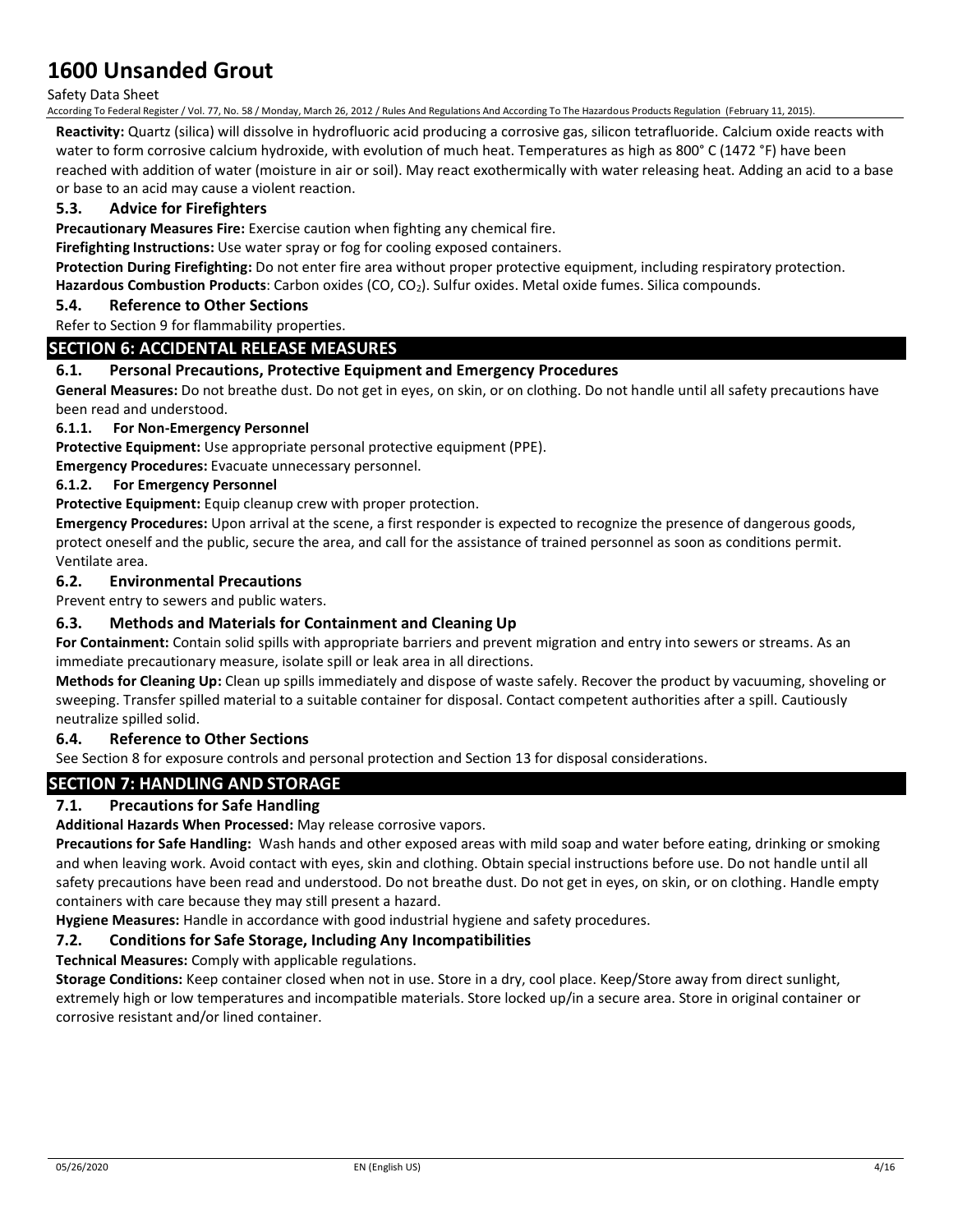**Reactivity:** Quartz (silica) will dissolve in hydrofluoric acid producing a corrosive gas, silicon tetrafluoride. Calcium oxide reacts with water to form corrosive calcium hydroxide, with evolution of much heat. Temperatures as high as 800° C (1472 °F) have been reached with addition of water (moisture in air or soil). May react exothermically with water releasing heat. Adding an acid to a base or base to an acid may cause a violent reaction.

### 5.3. Advice for Firefighters

**Precautionary Measures Fire:** Exercise caution when fighting any chemical fire.

**Firefighting Instructions:** Use water spray or fog for cooling exposed containers.

**Protection During Firefighting:** Do not enter fire area without proper protective equipment, including respiratory protection.

**Hazardous Combustion Products**: Carbon oxides (CO, $CO_2$). Sulfur oxides. Metal oxide fumes. Silica compounds.

### 5.4. Reference to Other Sections

Refer to Section 9 for flammability properties.

## SECTION 6: ACCIDENTAL RELEASE MEASURES

### 6.1. Personal Precautions, Protective Equipment and Emergency Procedures

**General Measures:** Do not breathe dust. Do not get in eyes, on skin, or on clothing. Do not handle until all safety precautions have been read and understood.

#### 6.1.1. For Non-Emergency Personnel

**Protective Equipment:** Use appropriate personal protective equipment (PPE).

**Emergency Procedures:** Evacuate unnecessary personnel.

#### 6.1.2. For Emergency Personnel

**Protective Equipment:** Equip cleanup crew with proper protection.

**Emergency Procedures:** Upon arrival at the scene, a first responder is expected to recognize the presence of dangerous goods, protect oneself and the public, secure the area, and call for the assistance of trained personnel as soon as conditions permit. Ventilate area.

### 6.2. Environmental Precautions

Prevent entry to sewers and public waters.

### 6.3. Methods and Materials for Containment and Cleaning Up

**For Containment:** Contain solid spills with appropriate barriers and prevent migration and entry into sewers or streams. As an immediate precautionary measure, isolate spill or leak area in all directions.

**Methods for Cleaning Up:** Clean up spills immediately and dispose of waste safely. Recover the product by vacuuming, shoveling or sweeping. Transfer spilled material to a suitable container for disposal. Contact competent authorities after a spill. Cautiously neutralize spilled solid.

### 6.4. Reference to Other Sections

See Section 8 for exposure controls and personal protection and Section 13 for disposal considerations.

## SECTION 7: HANDLING AND STORAGE

### 7.1. Precautions for Safe Handling

**Additional Hazards When Processed:** May release corrosive vapors.

**Precautions for Safe Handling:** Wash hands and other exposed areas with mild soap and water before eating, drinking or smoking and when leaving work. Avoid contact with eyes, skin and clothing. Obtain special instructions before use. Do not handle until all safety precautions have been read and understood. Do not breathe dust. Do not get in eyes, on skin, or on clothing. Handle empty containers with care because they may still present a hazard.

**Hygiene Measures:** Handle in accordance with good industrial hygiene and safety procedures.

### 7.2. Conditions for Safe Storage, Including Any Incompatibilities

**Technical Measures:** Comply with applicable regulations.

**Storage Conditions:** Keep container closed when not in use. Store in a dry, cool place. Keep/Store away from direct sunlight, extremely high or low temperatures and incompatible materials. Store locked up/in a secure area. Store in original container or corrosive resistant and/or lined container.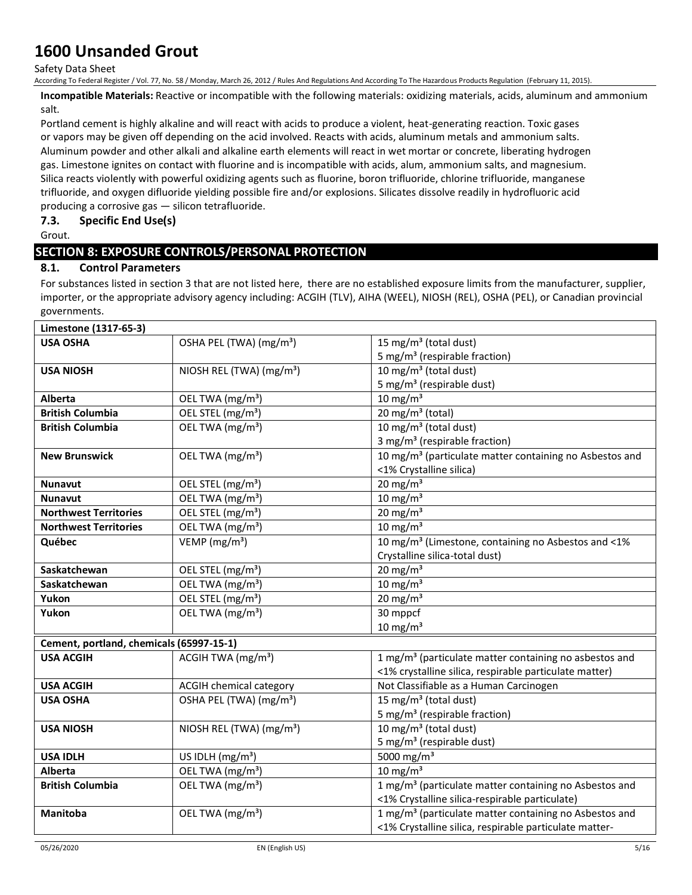**Incompatible Materials:** Reactive or incompatible with the following materials: oxidizing materials, acids, aluminum and ammonium salt.

Portland cement is highly alkaline and will react with acids to produce a violent, heat-generating reaction. Toxic gases or vapors may be given off depending on the acid involved. Reacts with acids, aluminum metals and ammonium salts. Aluminum powder and other alkali and alkaline earth elements will react in wet mortar or concrete, liberating hydrogen gas. Limestone ignites on contact with fluorine and is incompatible with acids, alum, ammonium salts, and magnesium. Silica reacts violently with powerful oxidizing agents such as fluorine, boron trifluoride, chlorine trifluoride, manganese trifluoride, and oxygen difluoride yielding possible fire and/or explosions. Silicates dissolve readily in hydrofluoric acid producing a corrosive gas — silicon tetrafluoride.

### 7.3. Specific End Use(s)

Grout.

## SECTION 8: EXPOSURE CONTROLS/PERSONAL PROTECTION

### 8.1. Control Parameters

For substances listed in section 3 that are not listed here, there are no established exposure limits from the manufacturer, supplier, importer, or the appropriate advisory agency including: ACGIH (TLV), AIHA (WEEL), NIOSH (REL), OSHA (PEL), or Canadian provincial governments.

| Limestone (1317-65-3) | | |
|---|---|---|
| **USA OSHA** | OSHA PEL (TWA) (mg/m³) | 15 mg/m³ (total dust)<br>5 mg/m³ (respirable fraction) |
| **USA NIOSH** | NIOSH REL (TWA) (mg/m³) | 10 mg/m³ (total dust)<br>5 mg/m³ (respirable dust) |
| **Alberta** | OEL TWA (mg/m³) | 10 mg/m³ |
| **British Columbia** | OEL STEL (mg/m³) | 20 mg/m³ (total) |
| **British Columbia** | OEL TWA (mg/m³) | 10 mg/m³ (total dust)<br>3 mg/m³ (respirable fraction) |
| **New Brunswick** | OEL TWA (mg/m³) | 10 mg/m³ (particulate matter containing no Asbestos and <1% Crystalline silica) |
| **Nunavut** | OEL STEL (mg/m³) | 20 mg/m³ |
| **Nunavut** | OEL TWA (mg/m³) | 10 mg/m³ |
| **Northwest Territories** | OEL STEL (mg/m³) | 20 mg/m³ |
| **Northwest Territories** | OEL TWA (mg/m³) | 10 mg/m³ |
| **Québec** | VEMP (mg/m³) | 10 mg/m³ (Limestone, containing no Asbestos and <1% Crystalline silica-total dust) |
| **Saskatchewan** | OEL STEL (mg/m³) | 20 mg/m³ |
| **Saskatchewan** | OEL TWA (mg/m³) | 10 mg/m³ |
| **Yukon** | OEL STEL (mg/m³) | 20 mg/m³ |
| **Yukon** | OEL TWA (mg/m³) | 30 mppcf<br>10 mg/m³ |

| Cement, portland, chemicals (65997-15-1) | | |
|---|---|---|
| **USA ACGIH** | ACGIH TWA (mg/m³) | 1 mg/m³ (particulate matter containing no asbestos and <1% crystalline silica, respirable particulate matter) |
| **USA ACGIH** | ACGIH chemical category | Not Classifiable as a Human Carcinogen |
| **USA OSHA** | OSHA PEL (TWA) (mg/m³) | 15 mg/m³ (total dust)<br>5 mg/m³ (respirable fraction) |
| **USA NIOSH** | NIOSH REL (TWA) (mg/m³) | 10 mg/m³ (total dust)<br>5 mg/m³ (respirable dust) |
| **USA IDLH** | US IDLH (mg/m³) | 5000 mg/m³ |
| **Alberta** | OEL TWA (mg/m³) | 10 mg/m³ |
| **British Columbia** | OEL TWA (mg/m³) | 1 mg/m³ (particulate matter containing no Asbestos and <1% Crystalline silica-respirable particulate) |
| **Manitoba** | OEL TWA (mg/m³) | 1 mg/m³ (particulate matter containing no Asbestos and <1% Crystalline silica, respirable particulate matter- |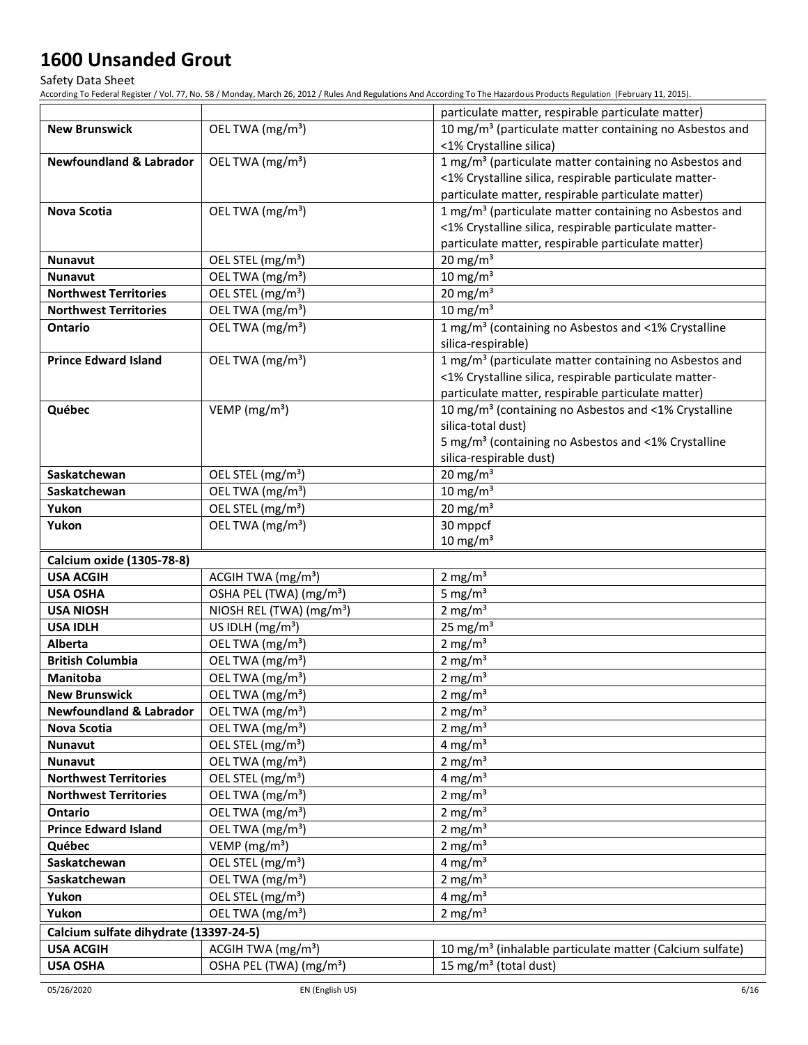| | | particulate matter, respirable particulate matter) |
|---|---|---|
| **New Brunswick** | OEL TWA (mg/m³) | 10 mg/m³ (particulate matter containing no Asbestos and <1% Crystalline silica) |
| **Newfoundland & Labrador** | OEL TWA (mg/m³) | 1 mg/m³ (particulate matter containing no Asbestos and <1% Crystalline silica, respirable particulate matter-particulate matter, respirable particulate matter) |
| **Nova Scotia** | OEL TWA (mg/m³) | 1 mg/m³ (particulate matter containing no Asbestos and <1% Crystalline silica, respirable particulate matter-particulate matter, respirable particulate matter) |
| **Nunavut** | OEL STEL (mg/m³) | 20 mg/m³ |
| **Nunavut** | OEL TWA (mg/m³) | 10 mg/m³ |
| **Northwest Territories** | OEL STEL (mg/m³) | 20 mg/m³ |
| **Northwest Territories** | OEL TWA (mg/m³) | 10 mg/m³ |
| **Ontario** | OEL TWA (mg/m³) | 1 mg/m³ (containing no Asbestos and <1% Crystalline silica-respirable) |
| **Prince Edward Island** | OEL TWA (mg/m³) | 1 mg/m³ (particulate matter containing no Asbestos and <1% Crystalline silica, respirable particulate matter-particulate matter, respirable particulate matter) |
| **Québec** | VEMP (mg/m³) | 10 mg/m³ (containing no Asbestos and <1% Crystalline silica-total dust)<br>5 mg/m³ (containing no Asbestos and <1% Crystalline silica-respirable dust) |
| **Saskatchewan** | OEL STEL (mg/m³) | 20 mg/m³ |
| **Saskatchewan** | OEL TWA (mg/m³) | 10 mg/m³ |
| **Yukon** | OEL STEL (mg/m³) | 20 mg/m³ |
| **Yukon** | OEL TWA (mg/m³) | 30 mppcf<br>10 mg/m³ |
| **Calcium oxide (1305-78-8)** | | |
| **USA ACGIH** | ACGIH TWA (mg/m³) | 2 mg/m³ |
| **USA OSHA** | OSHA PEL (TWA) (mg/m³) | 5 mg/m³ |
| **USA NIOSH** | NIOSH REL (TWA) (mg/m³) | 2 mg/m³ |
| **USA IDLH** | US IDLH (mg/m³) | 25 mg/m³ |
| **Alberta** | OEL TWA (mg/m³) | 2 mg/m³ |
| **British Columbia** | OEL TWA (mg/m³) | 2 mg/m³ |
| **Manitoba** | OEL TWA (mg/m³) | 2 mg/m³ |
| **New Brunswick** | OEL TWA (mg/m³) | 2 mg/m³ |
| **Newfoundland & Labrador** | OEL TWA (mg/m³) | 2 mg/m³ |
| **Nova Scotia** | OEL TWA (mg/m³) | 2 mg/m³ |
| **Nunavut** | OEL STEL (mg/m³) | 4 mg/m³ |
| **Nunavut** | OEL TWA (mg/m³) | 2 mg/m³ |
| **Northwest Territories** | OEL STEL (mg/m³) | 4 mg/m³ |
| **Northwest Territories** | OEL TWA (mg/m³) | 2 mg/m³ |
| **Ontario** | OEL TWA (mg/m³) | 2 mg/m³ |
| **Prince Edward Island** | OEL TWA (mg/m³) | 2 mg/m³ |
| **Québec** | VEMP (mg/m³) | 2 mg/m³ |
| **Saskatchewan** | OEL STEL (mg/m³) | 4 mg/m³ |
| **Saskatchewan** | OEL TWA (mg/m³) | 2 mg/m³ |
| **Yukon** | OEL STEL (mg/m³) | 4 mg/m³ |
| **Yukon** | OEL TWA (mg/m³) | 2 mg/m³ |
| **Calcium sulfate dihydrate (13397-24-5)** | | |
| **USA ACGIH** | ACGIH TWA (mg/m³) | 10 mg/m³ (inhalable particulate matter (Calcium sulfate) |
| **USA OSHA** | OSHA PEL (TWA) (mg/m³) | 15 mg/m³ (total dust) |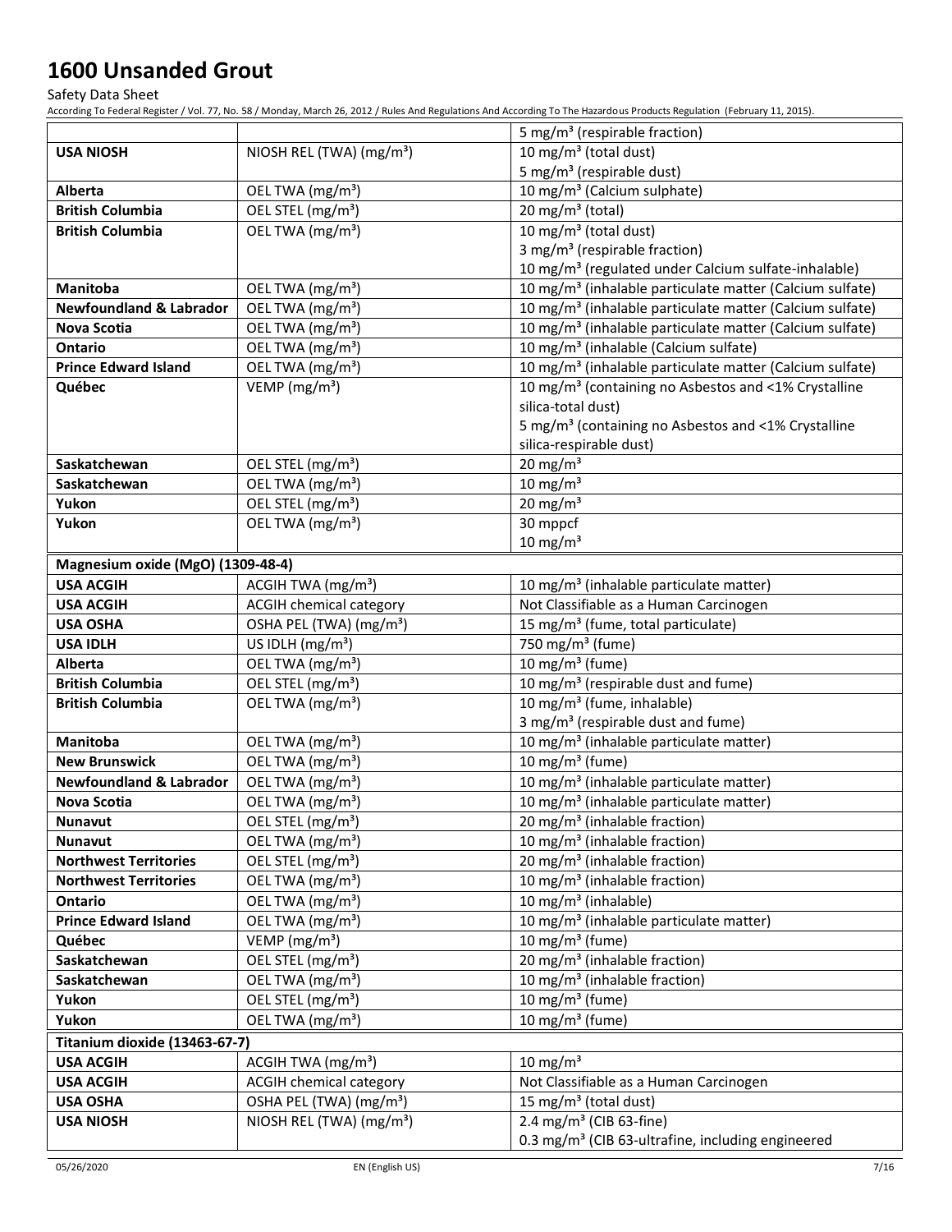| | | 5 mg/m³ (respirable fraction) |
|---|---|---|
| **USA NIOSH** | NIOSH REL (TWA) (mg/m³) | 10 mg/m³ (total dust)<br>5 mg/m³ (respirable dust) |
| **Alberta** | OEL TWA (mg/m³) | 10 mg/m³ (Calcium sulphate) |
| **British Columbia** | OEL STEL (mg/m³) | 20 mg/m³ (total) |
| **British Columbia** | OEL TWA (mg/m³) | 10 mg/m³ (total dust)<br>3 mg/m³ (respirable fraction)<br>10 mg/m³ (regulated under Calcium sulfate-inhalable) |
| **Manitoba** | OEL TWA (mg/m³) | 10 mg/m³ (inhalable particulate matter (Calcium sulfate) |
| **Newfoundland & Labrador** | OEL TWA (mg/m³) | 10 mg/m³ (inhalable particulate matter (Calcium sulfate) |
| **Nova Scotia** | OEL TWA (mg/m³) | 10 mg/m³ (inhalable particulate matter (Calcium sulfate) |
| **Ontario** | OEL TWA (mg/m³) | 10 mg/m³ (inhalable (Calcium sulfate) |
| **Prince Edward Island** | OEL TWA (mg/m³) | 10 mg/m³ (inhalable particulate matter (Calcium sulfate) |
| **Québec** | VEMP (mg/m³) | 10 mg/m³ (containing no Asbestos and <1% Crystalline silica-total dust)<br>5 mg/m³ (containing no Asbestos and <1% Crystalline silica-respirable dust) |
| **Saskatchewan** | OEL STEL (mg/m³) | 20 mg/m³ |
| **Saskatchewan** | OEL TWA (mg/m³) | 10 mg/m³ |
| **Yukon** | OEL STEL (mg/m³) | 20 mg/m³ |
| **Yukon** | OEL TWA (mg/m³) | 30 mppcf<br>10 mg/m³ |
| **Magnesium oxide (MgO) (1309-48-4)** | | |
| **USA ACGIH** | ACGIH TWA (mg/m³) | 10 mg/m³ (inhalable particulate matter) |
| **USA ACGIH** | ACGIH chemical category | Not Classifiable as a Human Carcinogen |
| **USA OSHA** | OSHA PEL (TWA) (mg/m³) | 15 mg/m³ (fume, total particulate) |
| **USA IDLH** | US IDLH (mg/m³) | 750 mg/m³ (fume) |
| **Alberta** | OEL TWA (mg/m³) | 10 mg/m³ (fume) |
| **British Columbia** | OEL STEL (mg/m³) | 10 mg/m³ (respirable dust and fume) |
| **British Columbia** | OEL TWA (mg/m³) | 10 mg/m³ (fume, inhalable)<br>3 mg/m³ (respirable dust and fume) |
| **Manitoba** | OEL TWA (mg/m³) | 10 mg/m³ (inhalable particulate matter) |
| **New Brunswick** | OEL TWA (mg/m³) | 10 mg/m³ (fume) |
| **Newfoundland & Labrador** | OEL TWA (mg/m³) | 10 mg/m³ (inhalable particulate matter) |
| **Nova Scotia** | OEL TWA (mg/m³) | 10 mg/m³ (inhalable particulate matter) |
| **Nunavut** | OEL STEL (mg/m³) | 20 mg/m³ (inhalable fraction) |
| **Nunavut** | OEL TWA (mg/m³) | 10 mg/m³ (inhalable fraction) |
| **Northwest Territories** | OEL STEL (mg/m³) | 20 mg/m³ (inhalable fraction) |
| **Northwest Territories** | OEL TWA (mg/m³) | 10 mg/m³ (inhalable fraction) |
| **Ontario** | OEL TWA (mg/m³) | 10 mg/m³ (inhalable) |
| **Prince Edward Island** | OEL TWA (mg/m³) | 10 mg/m³ (inhalable particulate matter) |
| **Québec** | VEMP (mg/m³) | 10 mg/m³ (fume) |
| **Saskatchewan** | OEL STEL (mg/m³) | 20 mg/m³ (inhalable fraction) |
| **Saskatchewan** | OEL TWA (mg/m³) | 10 mg/m³ (inhalable fraction) |
| **Yukon** | OEL STEL (mg/m³) | 10 mg/m³ (fume) |
| **Yukon** | OEL TWA (mg/m³) | 10 mg/m³ (fume) |
| **Titanium dioxide (13463-67-7)** | | |
| **USA ACGIH** | ACGIH TWA (mg/m³) | 10 mg/m³ |
| **USA ACGIH** | ACGIH chemical category | Not Classifiable as a Human Carcinogen |
| **USA OSHA** | OSHA PEL (TWA) (mg/m³) | 15 mg/m³ (total dust) |
| **USA NIOSH** | NIOSH REL (TWA) (mg/m³) | 2.4 mg/m³ (CIB 63-fine)<br>0.3 mg/m³ (CIB 63-ultrafine, including engineered |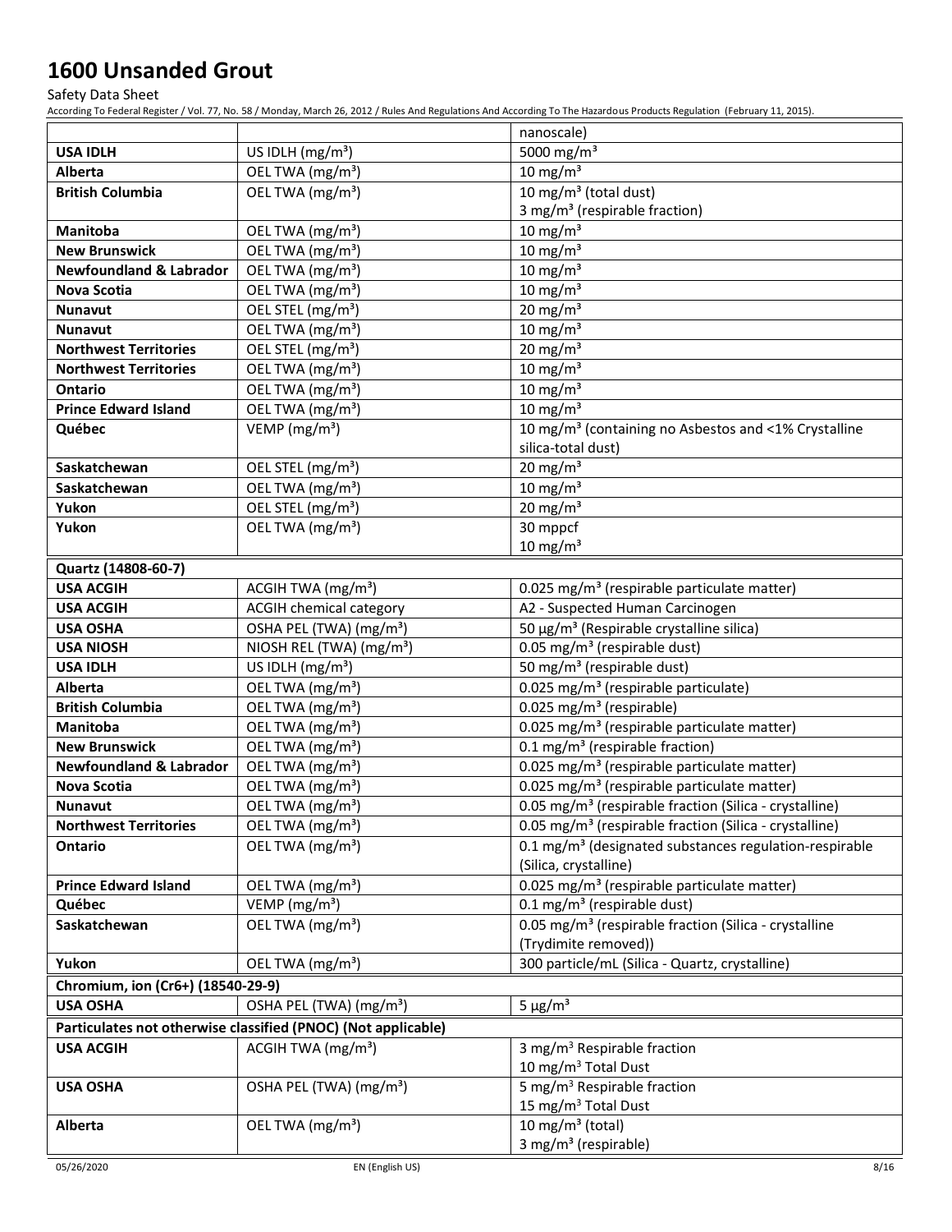| | | nanoscale) |
|---|---|---|
| **USA IDLH** | US IDLH (mg/m³) | 5000 mg/m³ |
| **Alberta** | OEL TWA (mg/m³) | 10 mg/m³ |
| **British Columbia** | OEL TWA (mg/m³) | 10 mg/m³ (total dust)<br>3 mg/m³ (respirable fraction) |
| **Manitoba** | OEL TWA (mg/m³) | 10 mg/m³ |
| **New Brunswick** | OEL TWA (mg/m³) | 10 mg/m³ |
| **Newfoundland & Labrador** | OEL TWA (mg/m³) | 10 mg/m³ |
| **Nova Scotia** | OEL TWA (mg/m³) | 10 mg/m³ |
| **Nunavut** | OEL STEL (mg/m³) | 20 mg/m³ |
| **Nunavut** | OEL TWA (mg/m³) | 10 mg/m³ |
| **Northwest Territories** | OEL STEL (mg/m³) | 20 mg/m³ |
| **Northwest Territories** | OEL TWA (mg/m³) | 10 mg/m³ |
| **Ontario** | OEL TWA (mg/m³) | 10 mg/m³ |
| **Prince Edward Island** | OEL TWA (mg/m³) | 10 mg/m³ |
| **Québec** | VEMP (mg/m³) | 10 mg/m³ (containing no Asbestos and <1% Crystalline silica-total dust) |
| **Saskatchewan** | OEL STEL (mg/m³) | 20 mg/m³ |
| **Saskatchewan** | OEL TWA (mg/m³) | 10 mg/m³ |
| **Yukon** | OEL STEL (mg/m³) | 20 mg/m³ |
| **Yukon** | OEL TWA (mg/m³) | 30 mppcf<br>10 mg/m³ |
| **Quartz (14808-60-7)** | | |
| **USA ACGIH** | ACGIH TWA (mg/m³) | 0.025 mg/m³ (respirable particulate matter) |
| **USA ACGIH** | ACGIH chemical category | A2 - Suspected Human Carcinogen |
| **USA OSHA** | OSHA PEL (TWA) (mg/m³) | 50 µg/m³ (Respirable crystalline silica) |
| **USA NIOSH** | NIOSH REL (TWA) (mg/m³) | 0.05 mg/m³ (respirable dust) |
| **USA IDLH** | US IDLH (mg/m³) | 50 mg/m³ (respirable dust) |
| **Alberta** | OEL TWA (mg/m³) | 0.025 mg/m³ (respirable particulate) |
| **British Columbia** | OEL TWA (mg/m³) | 0.025 mg/m³ (respirable) |
| **Manitoba** | OEL TWA (mg/m³) | 0.025 mg/m³ (respirable particulate matter) |
| **New Brunswick** | OEL TWA (mg/m³) | 0.1 mg/m³ (respirable fraction) |
| **Newfoundland & Labrador** | OEL TWA (mg/m³) | 0.025 mg/m³ (respirable particulate matter) |
| **Nova Scotia** | OEL TWA (mg/m³) | 0.025 mg/m³ (respirable particulate matter) |
| **Nunavut** | OEL TWA (mg/m³) | 0.05 mg/m³ (respirable fraction (Silica - crystalline) |
| **Northwest Territories** | OEL TWA (mg/m³) | 0.05 mg/m³ (respirable fraction (Silica - crystalline) |
| **Ontario** | OEL TWA (mg/m³) | 0.1 mg/m³ (designated substances regulation-respirable (Silica, crystalline) |
| **Prince Edward Island** | OEL TWA (mg/m³) | 0.025 mg/m³ (respirable particulate matter) |
| **Québec** | VEMP (mg/m³) | 0.1 mg/m³ (respirable dust) |
| **Saskatchewan** | OEL TWA (mg/m³) | 0.05 mg/m³ (respirable fraction (Silica - crystalline (Trydimite removed)) |
| **Yukon** | OEL TWA (mg/m³) | 300 particle/mL (Silica - Quartz, crystalline) |
| **Chromium, ion (Cr6+) (18540-29-9)** | | |
| **USA OSHA** | OSHA PEL (TWA) (mg/m³) | 5 µg/m³ |
| **Particulates not otherwise classified (PNOC) (Not applicable)** | | |
| **USA ACGIH** | ACGIH TWA (mg/m³) | 3 mg/m³ Respirable fraction<br>10 mg/m³ Total Dust |
| **USA OSHA** | OSHA PEL (TWA) (mg/m³) | 5 mg/m³ Respirable fraction<br>15 mg/m³ Total Dust |
| **Alberta** | OEL TWA (mg/m³) | 10 mg/m³ (total)<br>3 mg/m³ (respirable) |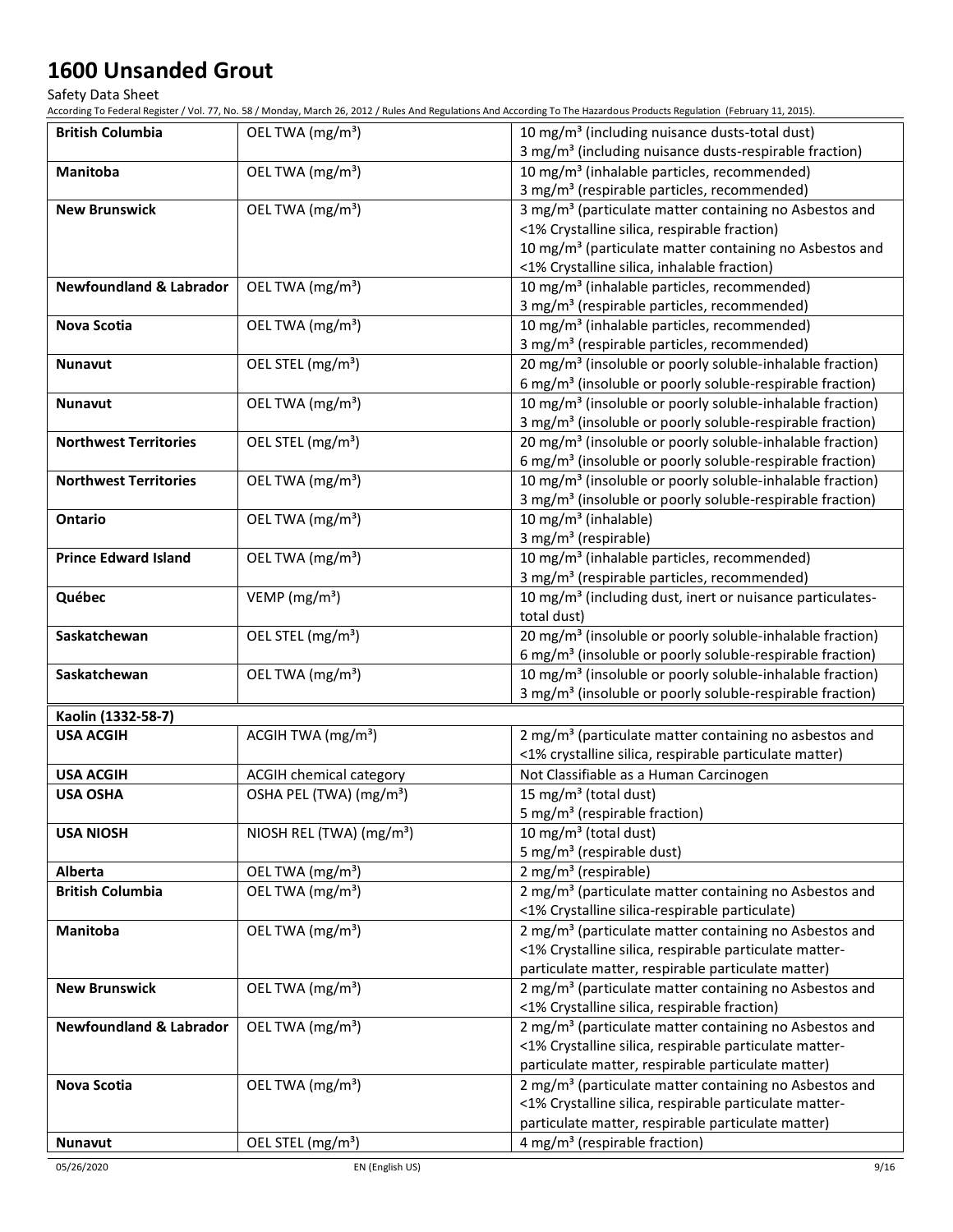| | | |
|---|---|---|
| **British Columbia** | OEL TWA (mg/m³) | 10 mg/m³ (including nuisance dusts-total dust)<br>3 mg/m³ (including nuisance dusts-respirable fraction) |
| **Manitoba** | OEL TWA (mg/m³) | 10 mg/m³ (inhalable particles, recommended)<br>3 mg/m³ (respirable particles, recommended) |
| **New Brunswick** | OEL TWA (mg/m³) | 3 mg/m³ (particulate matter containing no Asbestos and <1% Crystalline silica, respirable fraction)<br>10 mg/m³ (particulate matter containing no Asbestos and <1% Crystalline silica, inhalable fraction) |
| **Newfoundland & Labrador** | OEL TWA (mg/m³) | 10 mg/m³ (inhalable particles, recommended)<br>3 mg/m³ (respirable particles, recommended) |
| **Nova Scotia** | OEL TWA (mg/m³) | 10 mg/m³ (inhalable particles, recommended)<br>3 mg/m³ (respirable particles, recommended) |
| **Nunavut** | OEL STEL (mg/m³) | 20 mg/m³ (insoluble or poorly soluble-inhalable fraction)<br>6 mg/m³ (insoluble or poorly soluble-respirable fraction) |
| **Nunavut** | OEL TWA (mg/m³) | 10 mg/m³ (insoluble or poorly soluble-inhalable fraction)<br>3 mg/m³ (insoluble or poorly soluble-respirable fraction) |
| **Northwest Territories** | OEL STEL (mg/m³) | 20 mg/m³ (insoluble or poorly soluble-inhalable fraction)<br>6 mg/m³ (insoluble or poorly soluble-respirable fraction) |
| **Northwest Territories** | OEL TWA (mg/m³) | 10 mg/m³ (insoluble or poorly soluble-inhalable fraction)<br>3 mg/m³ (insoluble or poorly soluble-respirable fraction) |
| **Ontario** | OEL TWA (mg/m³) | 10 mg/m³ (inhalable)<br>3 mg/m³ (respirable) |
| **Prince Edward Island** | OEL TWA (mg/m³) | 10 mg/m³ (inhalable particles, recommended)<br>3 mg/m³ (respirable particles, recommended) |
| **Québec** | VEMP (mg/m³) | 10 mg/m³ (including dust, inert or nuisance particulates-total dust) |
| **Saskatchewan** | OEL STEL (mg/m³) | 20 mg/m³ (insoluble or poorly soluble-inhalable fraction)<br>6 mg/m³ (insoluble or poorly soluble-respirable fraction) |
| **Saskatchewan** | OEL TWA (mg/m³) | 10 mg/m³ (insoluble or poorly soluble-inhalable fraction)<br>3 mg/m³ (insoluble or poorly soluble-respirable fraction) |
| **Kaolin (1332-58-7)** | | |
| **USA ACGIH** | ACGIH TWA (mg/m³) | 2 mg/m³ (particulate matter containing no asbestos and <1% crystalline silica, respirable particulate matter) |
| **USA ACGIH** | ACGIH chemical category | Not Classifiable as a Human Carcinogen |
| **USA OSHA** | OSHA PEL (TWA) (mg/m³) | 15 mg/m³ (total dust)<br>5 mg/m³ (respirable fraction) |
| **USA NIOSH** | NIOSH REL (TWA) (mg/m³) | 10 mg/m³ (total dust)<br>5 mg/m³ (respirable dust) |
| **Alberta** | OEL TWA (mg/m³) | 2 mg/m³ (respirable) |
| **British Columbia** | OEL TWA (mg/m³) | 2 mg/m³ (particulate matter containing no Asbestos and <1% Crystalline silica-respirable particulate) |
| **Manitoba** | OEL TWA (mg/m³) | 2 mg/m³ (particulate matter containing no Asbestos and <1% Crystalline silica, respirable particulate matter-particulate matter, respirable particulate matter) |
| **New Brunswick** | OEL TWA (mg/m³) | 2 mg/m³ (particulate matter containing no Asbestos and <1% Crystalline silica, respirable fraction) |
| **Newfoundland & Labrador** | OEL TWA (mg/m³) | 2 mg/m³ (particulate matter containing no Asbestos and <1% Crystalline silica, respirable particulate matter-particulate matter, respirable particulate matter) |
| **Nova Scotia** | OEL TWA (mg/m³) | 2 mg/m³ (particulate matter containing no Asbestos and <1% Crystalline silica, respirable particulate matter-particulate matter, respirable particulate matter) |
| **Nunavut** | OEL STEL (mg/m³) | 4 mg/m³ (respirable fraction) |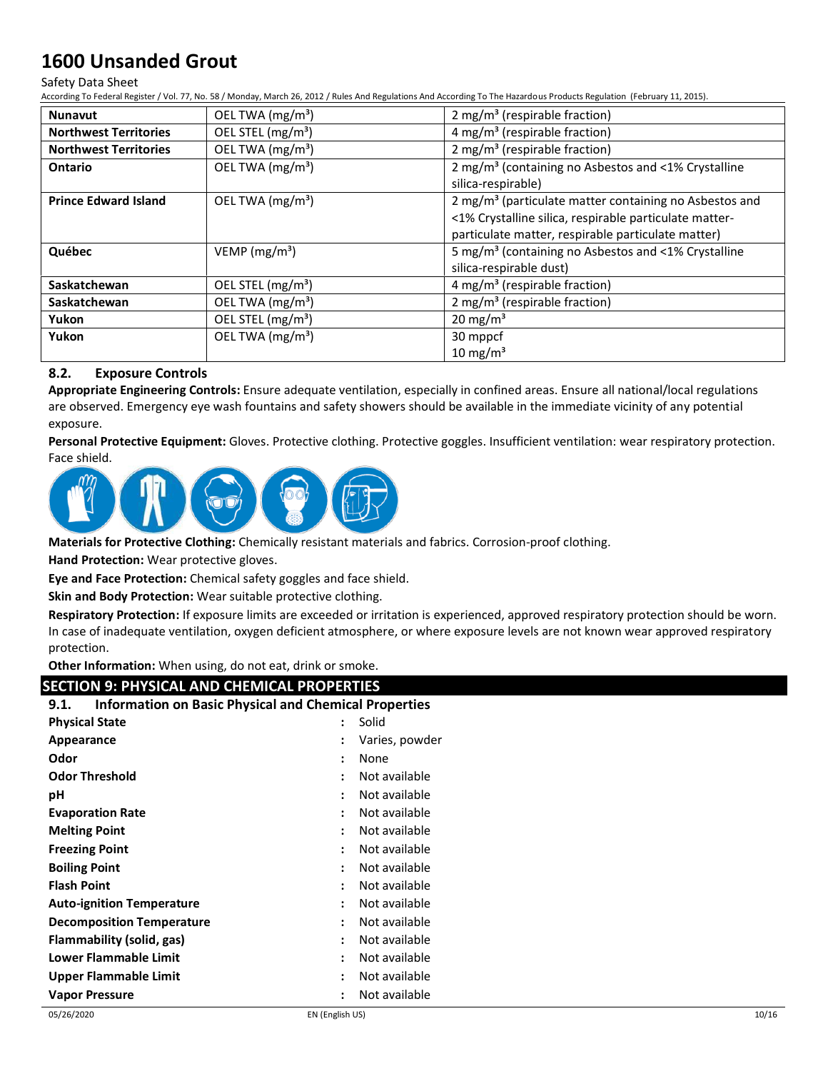| Nunavut | OEL TWA (mg/m³) | 2 mg/m³ (respirable fraction) |
|---|---|---|
| Northwest Territories | OEL STEL (mg/m³) | 4 mg/m³ (respirable fraction) |
| Northwest Territories | OEL TWA (mg/m³) | 2 mg/m³ (respirable fraction) |
| Ontario | OEL TWA (mg/m³) | 2 mg/m³ (containing no Asbestos and <1% Crystalline silica-respirable) |
| Prince Edward Island | OEL TWA (mg/m³) | 2 mg/m³ (particulate matter containing no Asbestos and <1% Crystalline silica, respirable particulate matter-particulate matter, respirable particulate matter) |
| Québec | VEMP (mg/m³) | 5 mg/m³ (containing no Asbestos and <1% Crystalline silica-respirable dust) |
| Saskatchewan | OEL STEL (mg/m³) | 4 mg/m³ (respirable fraction) |
| Saskatchewan | OEL TWA (mg/m³) | 2 mg/m³ (respirable fraction) |
| Yukon | OEL STEL (mg/m³) | 20 mg/m³ |
| Yukon | OEL TWA (mg/m³) | 30 mppcf<br>10 mg/m³ |

### 8.2. Exposure Controls

**Appropriate Engineering Controls:** Ensure adequate ventilation, especially in confined areas. Ensure all national/local regulations are observed. Emergency eye wash fountains and safety showers should be available in the immediate vicinity of any potential exposure.

**Personal Protective Equipment:** Gloves. Protective clothing. Protective goggles. Insufficient ventilation: wear respiratory protection. Face shield.

**Materials for Protective Clothing:** Chemically resistant materials and fabrics. Corrosion-proof clothing.

**Hand Protection:** Wear protective gloves.

**Eye and Face Protection:** Chemical safety goggles and face shield.

**Skin and Body Protection:** Wear suitable protective clothing.

**Respiratory Protection:** If exposure limits are exceeded or irritation is experienced, approved respiratory protection should be worn. In case of inadequate ventilation, oxygen deficient atmosphere, or where exposure levels are not known wear approved respiratory protection.

**Other Information:** When using, do not eat, drink or smoke.

## SECTION 9: PHYSICAL AND CHEMICAL PROPERTIES

### 9.1. Information on Basic Physical and Chemical Properties

| | | |
|---|---|---|
| **Physical State** | : | Solid |
| **Appearance** | : | Varies, powder |
| **Odor** | : | None |
| **Odor Threshold** | : | Not available |
| **pH** | : | Not available |
| **Evaporation Rate** | : | Not available |
| **Melting Point** | : | Not available |
| **Freezing Point** | : | Not available |
| **Boiling Point** | : | Not available |
| **Flash Point** | : | Not available |
| **Auto-ignition Temperature** | : | Not available |
| **Decomposition Temperature** | : | Not available |
| **Flammability (solid, gas)** | : | Not available |
| **Lower Flammable Limit** | : | Not available |
| **Upper Flammable Limit** | : | Not available |
| **Vapor Pressure** | : | Not available |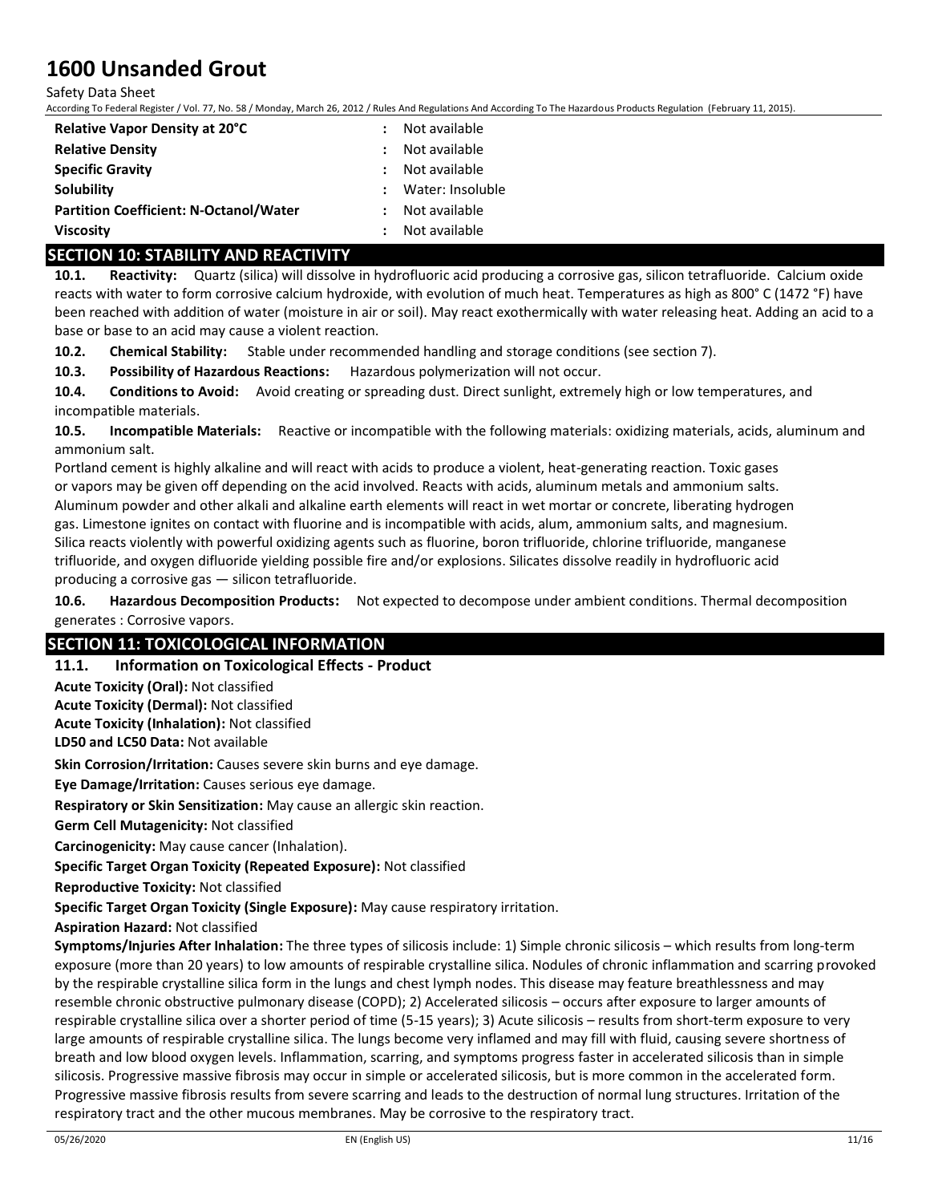| | | |
|---|---|---|
| **Relative Vapor Density at 20°C** | : | Not available |
| **Relative Density** | : | Not available |
| **Specific Gravity** | : | Not available |
| **Solubility** | : | Water: Insoluble |
| **Partition Coefficient: N-Octanol/Water** | : | Not available |
| **Viscosity** | : | Not available |

## SECTION 10: STABILITY AND REACTIVITY

**10.1. Reactivity:** Quartz (silica) will dissolve in hydrofluoric acid producing a corrosive gas, silicon tetrafluoride. Calcium oxide reacts with water to form corrosive calcium hydroxide, with evolution of much heat. Temperatures as high as 800° C (1472 °F) have been reached with addition of water (moisture in air or soil). May react exothermically with water releasing heat. Adding an acid to a base or base to an acid may cause a violent reaction.

**10.2. Chemical Stability:** Stable under recommended handling and storage conditions (see section 7).

**10.3. Possibility of Hazardous Reactions:** Hazardous polymerization will not occur.

**10.4. Conditions to Avoid:** Avoid creating or spreading dust. Direct sunlight, extremely high or low temperatures, and incompatible materials.

**10.5. Incompatible Materials:** Reactive or incompatible with the following materials: oxidizing materials, acids, aluminum and ammonium salt.

Portland cement is highly alkaline and will react with acids to produce a violent, heat-generating reaction. Toxic gases or vapors may be given off depending on the acid involved. Reacts with acids, aluminum metals and ammonium salts. Aluminum powder and other alkali and alkaline earth elements will react in wet mortar or concrete, liberating hydrogen gas. Limestone ignites on contact with fluorine and is incompatible with acids, alum, ammonium salts, and magnesium. Silica reacts violently with powerful oxidizing agents such as fluorine, boron trifluoride, chlorine trifluoride, manganese trifluoride, and oxygen difluoride yielding possible fire and/or explosions. Silicates dissolve readily in hydrofluoric acid producing a corrosive gas — silicon tetrafluoride.

**10.6. Hazardous Decomposition Products:** Not expected to decompose under ambient conditions. Thermal decomposition generates : Corrosive vapors.

## SECTION 11: TOXICOLOGICAL INFORMATION

### 11.1. Information on Toxicological Effects - Product

**Acute Toxicity (Oral):** Not classified

**Acute Toxicity (Dermal):** Not classified

**Acute Toxicity (Inhalation):** Not classified

**LD50 and LC50 Data:** Not available

**Skin Corrosion/Irritation:** Causes severe skin burns and eye damage.

**Eye Damage/Irritation:** Causes serious eye damage.

**Respiratory or Skin Sensitization:** May cause an allergic skin reaction.

**Germ Cell Mutagenicity:** Not classified

**Carcinogenicity:** May cause cancer (Inhalation).

**Specific Target Organ Toxicity (Repeated Exposure):** Not classified

**Reproductive Toxicity:** Not classified

**Specific Target Organ Toxicity (Single Exposure):** May cause respiratory irritation.

**Aspiration Hazard:** Not classified

**Symptoms/Injuries After Inhalation:** The three types of silicosis include: 1) Simple chronic silicosis – which results from long-term exposure (more than 20 years) to low amounts of respirable crystalline silica. Nodules of chronic inflammation and scarring provoked by the respirable crystalline silica form in the lungs and chest lymph nodes. This disease may feature breathlessness and may resemble chronic obstructive pulmonary disease (COPD); 2) Accelerated silicosis – occurs after exposure to larger amounts of respirable crystalline silica over a shorter period of time (5-15 years); 3) Acute silicosis – results from short-term exposure to very large amounts of respirable crystalline silica. The lungs become very inflamed and may fill with fluid, causing severe shortness of breath and low blood oxygen levels. Inflammation, scarring, and symptoms progress faster in accelerated silicosis than in simple silicosis. Progressive massive fibrosis may occur in simple or accelerated silicosis, but is more common in the accelerated form. Progressive massive fibrosis results from severe scarring and leads to the destruction of normal lung structures. Irritation of the respiratory tract and the other mucous membranes. May be corrosive to the respiratory tract.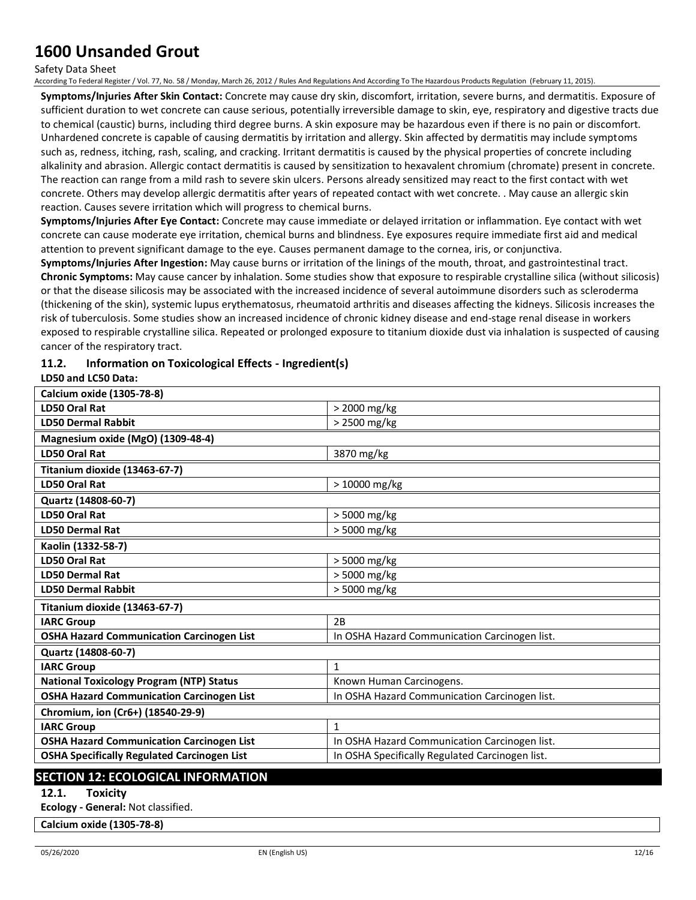**Symptoms/Injuries After Skin Contact:** Concrete may cause dry skin, discomfort, irritation, severe burns, and dermatitis. Exposure of sufficient duration to wet concrete can cause serious, potentially irreversible damage to skin, eye, respiratory and digestive tracts due to chemical (caustic) burns, including third degree burns. A skin exposure may be hazardous even if there is no pain or discomfort. Unhardened concrete is capable of causing dermatitis by irritation and allergy. Skin affected by dermatitis may include symptoms such as, redness, itching, rash, scaling, and cracking. Irritant dermatitis is caused by the physical properties of concrete including alkalinity and abrasion. Allergic contact dermatitis is caused by sensitization to hexavalent chromium (chromate) present in concrete. The reaction can range from a mild rash to severe skin ulcers. Persons already sensitized may react to the first contact with wet concrete. Others may develop allergic dermatitis after years of repeated contact with wet concrete. . May cause an allergic skin reaction. Causes severe irritation which will progress to chemical burns.

**Symptoms/Injuries After Eye Contact:** Concrete may cause immediate or delayed irritation or inflammation. Eye contact with wet concrete can cause moderate eye irritation, chemical burns and blindness. Eye exposures require immediate first aid and medical attention to prevent significant damage to the eye. Causes permanent damage to the cornea, iris, or conjunctiva.

**Symptoms/Injuries After Ingestion:** May cause burns or irritation of the linings of the mouth, throat, and gastrointestinal tract.

**Chronic Symptoms:** May cause cancer by inhalation. Some studies show that exposure to respirable crystalline silica (without silicosis) or that the disease silicosis may be associated with the increased incidence of several autoimmune disorders such as scleroderma (thickening of the skin), systemic lupus erythematosus, rheumatoid arthritis and diseases affecting the kidneys. Silicosis increases the risk of tuberculosis. Some studies show an increased incidence of chronic kidney disease and end-stage renal disease in workers exposed to respirable crystalline silica. Repeated or prolonged exposure to titanium dioxide dust via inhalation is suspected of causing cancer of the respiratory tract.

### 11.2. Information on Toxicological Effects - Ingredient(s)

**LD50 and LC50 Data:**

| **Calcium oxide (1305-78-8)** | |
|---|---|
| **LD50 Oral Rat** | > 2000 mg/kg |
| **LD50 Dermal Rabbit** | > 2500 mg/kg |
| **Magnesium oxide (MgO) (1309-48-4)** | |
| **LD50 Oral Rat** | 3870 mg/kg |
| **Titanium dioxide (13463-67-7)** | |
| **LD50 Oral Rat** | > 10000 mg/kg |
| **Quartz (14808-60-7)** | |
| **LD50 Oral Rat** | > 5000 mg/kg |
| **LD50 Dermal Rat** | > 5000 mg/kg |
| **Kaolin (1332-58-7)** | |
| **LD50 Oral Rat** | > 5000 mg/kg |
| **LD50 Dermal Rat** | > 5000 mg/kg |
| **LD50 Dermal Rabbit** | > 5000 mg/kg |
| **Titanium dioxide (13463-67-7)** | |
| **IARC Group** | 2B |
| **OSHA Hazard Communication Carcinogen List** | In OSHA Hazard Communication Carcinogen list. |
| **Quartz (14808-60-7)** | |
| **IARC Group** | 1 |
| **National Toxicology Program (NTP) Status** | Known Human Carcinogens. |
| **OSHA Hazard Communication Carcinogen List** | In OSHA Hazard Communication Carcinogen list. |
| **Chromium, ion (Cr6+) (18540-29-9)** | |
| **IARC Group** | 1 |
| **OSHA Hazard Communication Carcinogen List** | In OSHA Hazard Communication Carcinogen list. |
| **OSHA Specifically Regulated Carcinogen List** | In OSHA Specifically Regulated Carcinogen list. |

## SECTION 12: ECOLOGICAL INFORMATION

### 12.1. Toxicity

**Ecology - General:** Not classified.

| **Calcium oxide (1305-78-8)** |
|---|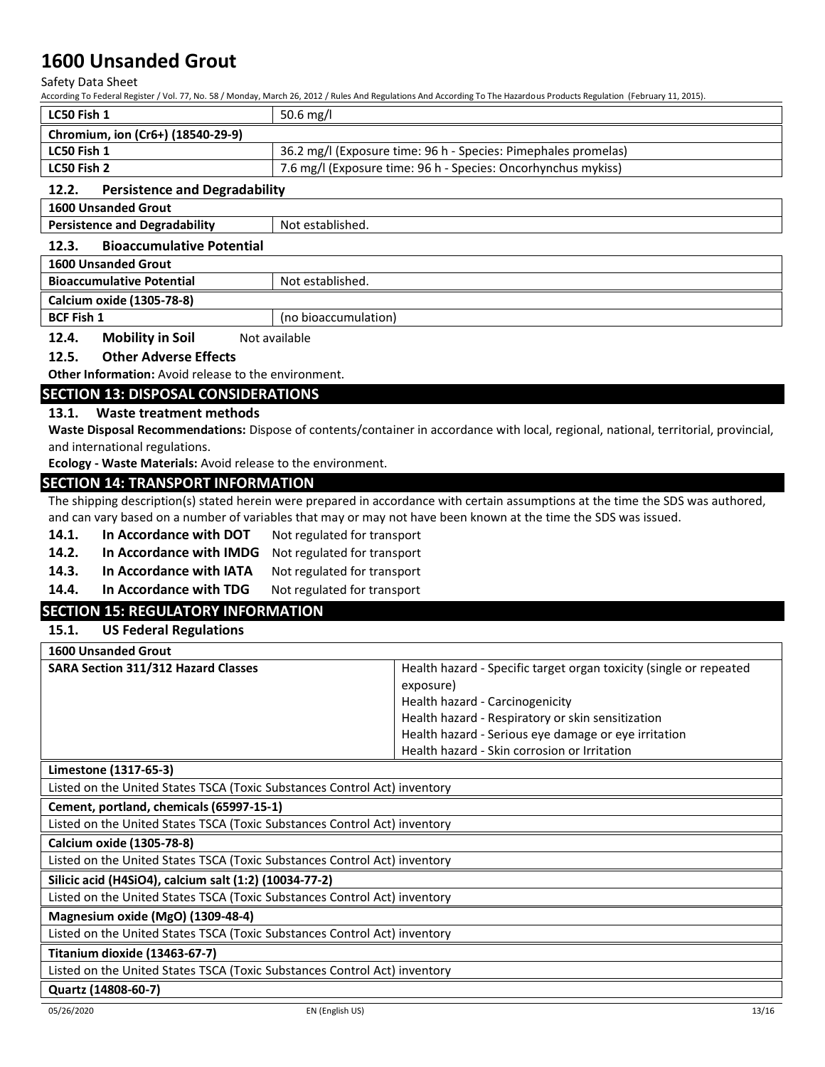| LC50 Fish 1 | 50.6 mg/l |
|---|---|
| **Chromium, ion (Cr6+) (18540-29-9)** | |
| LC50 Fish 1 | 36.2 mg/l (Exposure time: 96 h - Species: Pimephales promelas) |
| LC50 Fish 2 | 7.6 mg/l (Exposure time: 96 h - Species: Oncorhynchus mykiss) |

### 12.2. Persistence and Degradability

| 1600 Unsanded Grout | |
|---|---|
| Persistence and Degradability | Not established. |

### 12.3. Bioaccumulative Potential

| 1600 Unsanded Grout | |
|---|---|
| Bioaccumulative Potential | Not established. |
| **Calcium oxide (1305-78-8)** | |
| BCF Fish 1 | (no bioaccumulation) |

### 12.4. Mobility in Soil

Not available

### 12.5. Other Adverse Effects

**Other Information:** Avoid release to the environment.

## SECTION 13: DISPOSAL CONSIDERATIONS

### 13.1. Waste treatment methods

**Waste Disposal Recommendations:** Dispose of contents/container in accordance with local, regional, national, territorial, provincial, and international regulations.

**Ecology - Waste Materials:** Avoid release to the environment.

## SECTION 14: TRANSPORT INFORMATION

The shipping description(s) stated herein were prepared in accordance with certain assumptions at the time the SDS was authored, and can vary based on a number of variables that may or may not have been known at the time the SDS was issued.

**14.1. In Accordance with DOT** Not regulated for transport

**14.2. In Accordance with IMDG** Not regulated for transport

**14.3. In Accordance with IATA** Not regulated for transport

**14.4. In Accordance with TDG** Not regulated for transport

## SECTION 15: REGULATORY INFORMATION

### 15.1. US Federal Regulations

| 1600 Unsanded Grout | |
|---|---|
| SARA Section 311/312 Hazard Classes | Health hazard - Specific target organ toxicity (single or repeated exposure)<br>Health hazard - Carcinogenicity<br>Health hazard - Respiratory or skin sensitization<br>Health hazard - Serious eye damage or eye irritation<br>Health hazard - Skin corrosion or Irritation |

| Limestone (1317-65-3) |
|---|
| Listed on the United States TSCA (Toxic Substances Control Act) inventory |
| **Cement, portland, chemicals (65997-15-1)** |
| Listed on the United States TSCA (Toxic Substances Control Act) inventory |
| **Calcium oxide (1305-78-8)** |
| Listed on the United States TSCA (Toxic Substances Control Act) inventory |
| **Silicic acid (H4SiO4), calcium salt (1:2) (10034-77-2)** |
| Listed on the United States TSCA (Toxic Substances Control Act) inventory |
| **Magnesium oxide (MgO) (1309-48-4)** |
| Listed on the United States TSCA (Toxic Substances Control Act) inventory |
| **Titanium dioxide (13463-67-7)** |
| Listed on the United States TSCA (Toxic Substances Control Act) inventory |
| **Quartz (14808-60-7)** |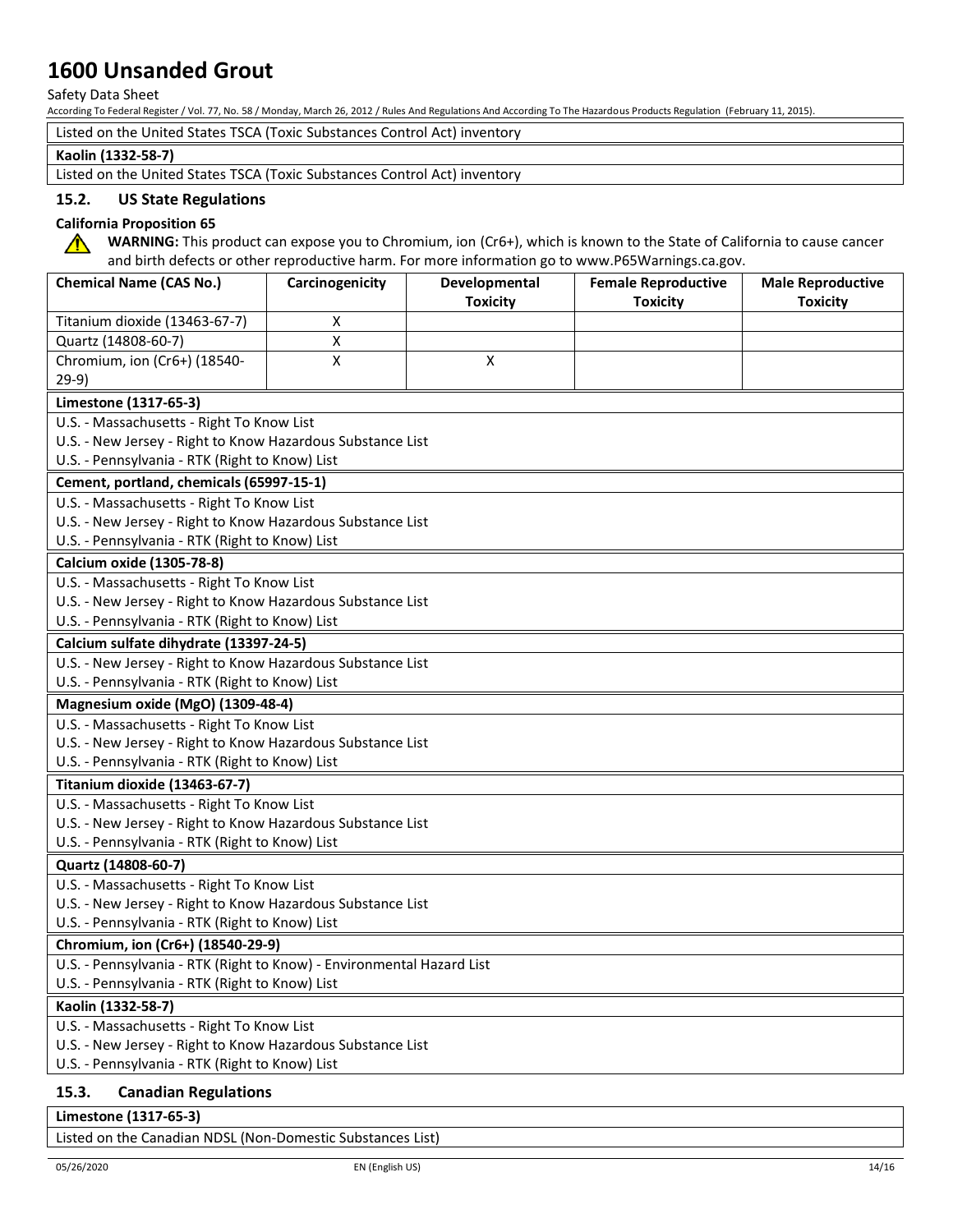Listed on the United States TSCA (Toxic Substances Control Act) inventory

**Kaolin (1332-58-7)**

Listed on the United States TSCA (Toxic Substances Control Act) inventory

### 15.2. US State Regulations

**California Proposition 65**

⚠ **WARNING:** This product can expose you to Chromium, ion (Cr6+), which is known to the State of California to cause cancer and birth defects or other reproductive harm. For more information go to www.P65Warnings.ca.gov.

| Chemical Name (CAS No.) | Carcinogenicity | Developmental Toxicity | Female Reproductive Toxicity | Male Reproductive Toxicity |
|---|---|---|---|---|
| Titanium dioxide (13463-67-7) | X | | | |
| Quartz (14808-60-7) | X | | | |
| Chromium, ion (Cr6+) (18540-29-9) | X | X | | |

**Limestone (1317-65-3)**

U.S. - Massachusetts - Right To Know List
U.S. - New Jersey - Right to Know Hazardous Substance List
U.S. - Pennsylvania - RTK (Right to Know) List

**Cement, portland, chemicals (65997-15-1)**

U.S. - Massachusetts - Right To Know List
U.S. - New Jersey - Right to Know Hazardous Substance List
U.S. - Pennsylvania - RTK (Right to Know) List

**Calcium oxide (1305-78-8)**

U.S. - Massachusetts - Right To Know List
U.S. - New Jersey - Right to Know Hazardous Substance List
U.S. - Pennsylvania - RTK (Right to Know) List

**Calcium sulfate dihydrate (13397-24-5)**

U.S. - New Jersey - Right to Know Hazardous Substance List
U.S. - Pennsylvania - RTK (Right to Know) List

**Magnesium oxide (MgO) (1309-48-4)**

U.S. - Massachusetts - Right To Know List
U.S. - New Jersey - Right to Know Hazardous Substance List
U.S. - Pennsylvania - RTK (Right to Know) List

**Titanium dioxide (13463-67-7)**

U.S. - Massachusetts - Right To Know List
U.S. - New Jersey - Right to Know Hazardous Substance List
U.S. - Pennsylvania - RTK (Right to Know) List

**Quartz (14808-60-7)**

U.S. - Massachusetts - Right To Know List
U.S. - New Jersey - Right to Know Hazardous Substance List
U.S. - Pennsylvania - RTK (Right to Know) List

**Chromium, ion (Cr6+) (18540-29-9)**

U.S. - Pennsylvania - RTK (Right to Know) - Environmental Hazard List
U.S. - Pennsylvania - RTK (Right to Know) List

**Kaolin (1332-58-7)**

U.S. - Massachusetts - Right To Know List
U.S. - New Jersey - Right to Know Hazardous Substance List
U.S. - Pennsylvania - RTK (Right to Know) List

### 15.3. Canadian Regulations

**Limestone (1317-65-3)**

Listed on the Canadian NDSL (Non-Domestic Substances List)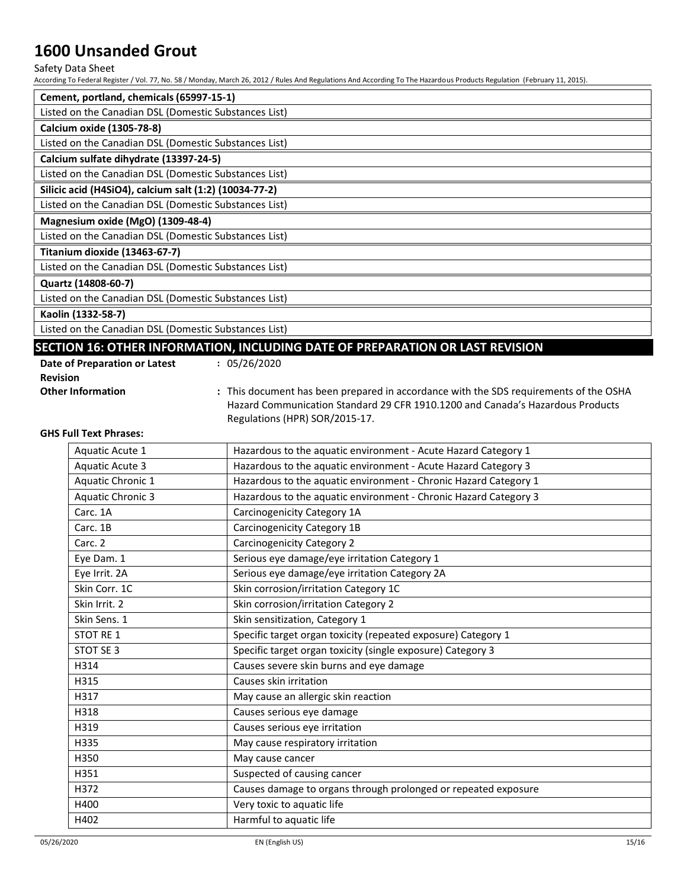| Cement, portland, chemicals (65997-15-1) |
|---|
| Listed on the Canadian DSL (Domestic Substances List) |

| Calcium oxide (1305-78-8) |
|---|
| Listed on the Canadian DSL (Domestic Substances List) |

| Calcium sulfate dihydrate (13397-24-5) |
|---|
| Listed on the Canadian DSL (Domestic Substances List) |

| Silicic acid ($H_4SiO_4$), calcium salt (1:2) (10034-77-2) |
|---|
| Listed on the Canadian DSL (Domestic Substances List) |

| Magnesium oxide (MgO) (1309-48-4) |
|---|
| Listed on the Canadian DSL (Domestic Substances List) |

| Titanium dioxide (13463-67-7) |
|---|
| Listed on the Canadian DSL (Domestic Substances List) |

| Quartz (14808-60-7) |
|---|
| Listed on the Canadian DSL (Domestic Substances List) |

| Kaolin (1332-58-7) |
|---|
| Listed on the Canadian DSL (Domestic Substances List) |

## SECTION 16: OTHER INFORMATION, INCLUDING DATE OF PREPARATION OR LAST REVISION

**Date of Preparation or Latest Revision** : 05/26/2020

**Other Information** : This document has been prepared in accordance with the SDS requirements of the OSHA Hazard Communication Standard 29 CFR 1910.1200 and Canada's Hazardous Products Regulations (HPR) SOR/2015-17.

**GHS Full Text Phrases:**

| | |
|---|---|
| Aquatic Acute 1 | Hazardous to the aquatic environment - Acute Hazard Category 1 |
| Aquatic Acute 3 | Hazardous to the aquatic environment - Acute Hazard Category 3 |
| Aquatic Chronic 1 | Hazardous to the aquatic environment - Chronic Hazard Category 1 |
| Aquatic Chronic 3 | Hazardous to the aquatic environment - Chronic Hazard Category 3 |
| Carc. 1A | Carcinogenicity Category 1A |
| Carc. 1B | Carcinogenicity Category 1B |
| Carc. 2 | Carcinogenicity Category 2 |
| Eye Dam. 1 | Serious eye damage/eye irritation Category 1 |
| Eye Irrit. 2A | Serious eye damage/eye irritation Category 2A |
| Skin Corr. 1C | Skin corrosion/irritation Category 1C |
| Skin Irrit. 2 | Skin corrosion/irritation Category 2 |
| Skin Sens. 1 | Skin sensitization, Category 1 |
| STOT RE 1 | Specific target organ toxicity (repeated exposure) Category 1 |
| STOT SE 3 | Specific target organ toxicity (single exposure) Category 3 |
| H314 | Causes severe skin burns and eye damage |
| H315 | Causes skin irritation |
| H317 | May cause an allergic skin reaction |
| H318 | Causes serious eye damage |
| H319 | Causes serious eye irritation |
| H335 | May cause respiratory irritation |
| H350 | May cause cancer |
| H351 | Suspected of causing cancer |
| H372 | Causes damage to organs through prolonged or repeated exposure |
| H400 | Very toxic to aquatic life |
| H402 | Harmful to aquatic life |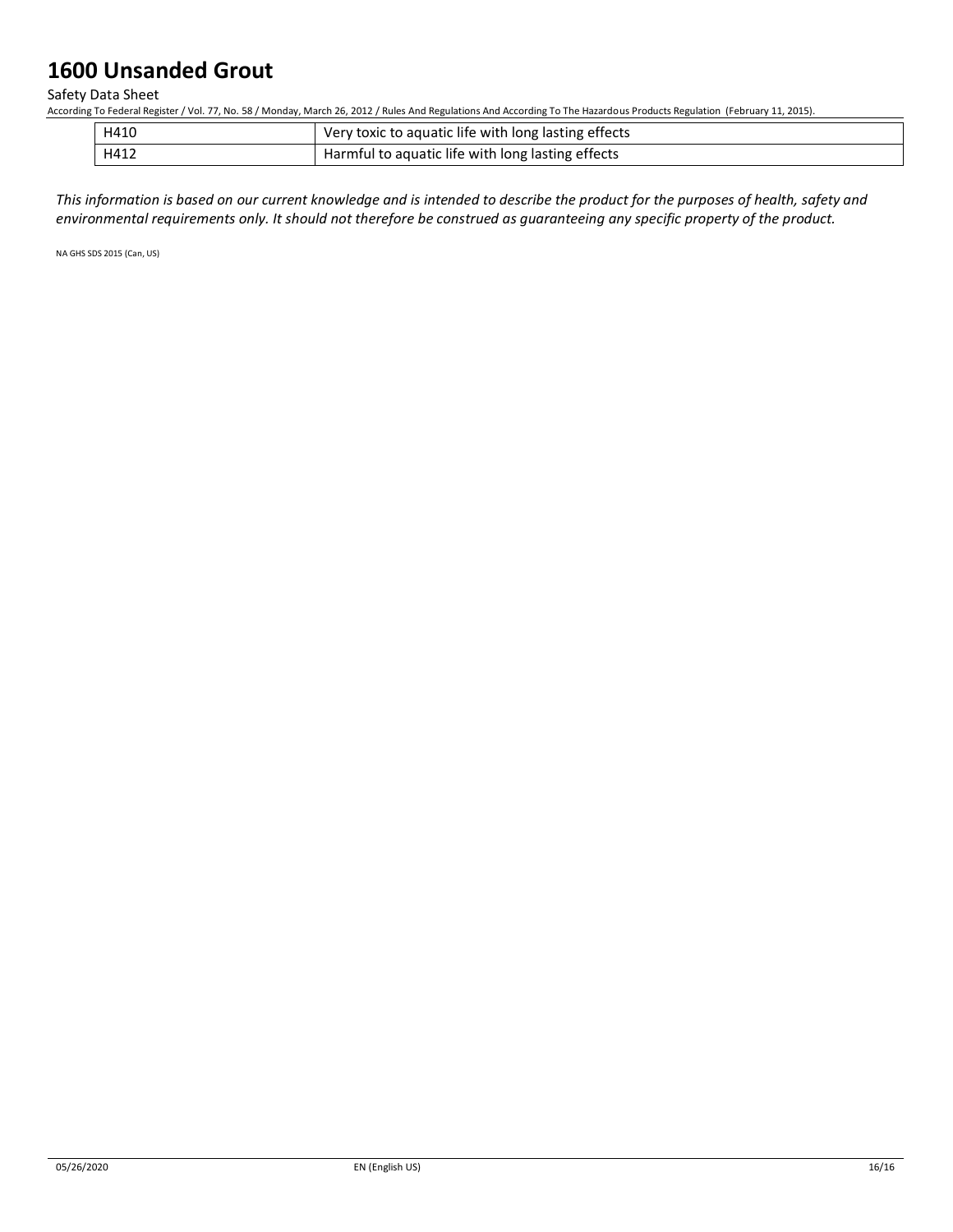| | |
|---|---|
| H410 | Very toxic to aquatic life with long lasting effects |
| H412 | Harmful to aquatic life with long lasting effects |

*This information is based on our current knowledge and is intended to describe the product for the purposes of health, safety and environmental requirements only. It should not therefore be construed as guaranteeing any specific property of the product.*

NA GHS SDS 2015 (Can, US)